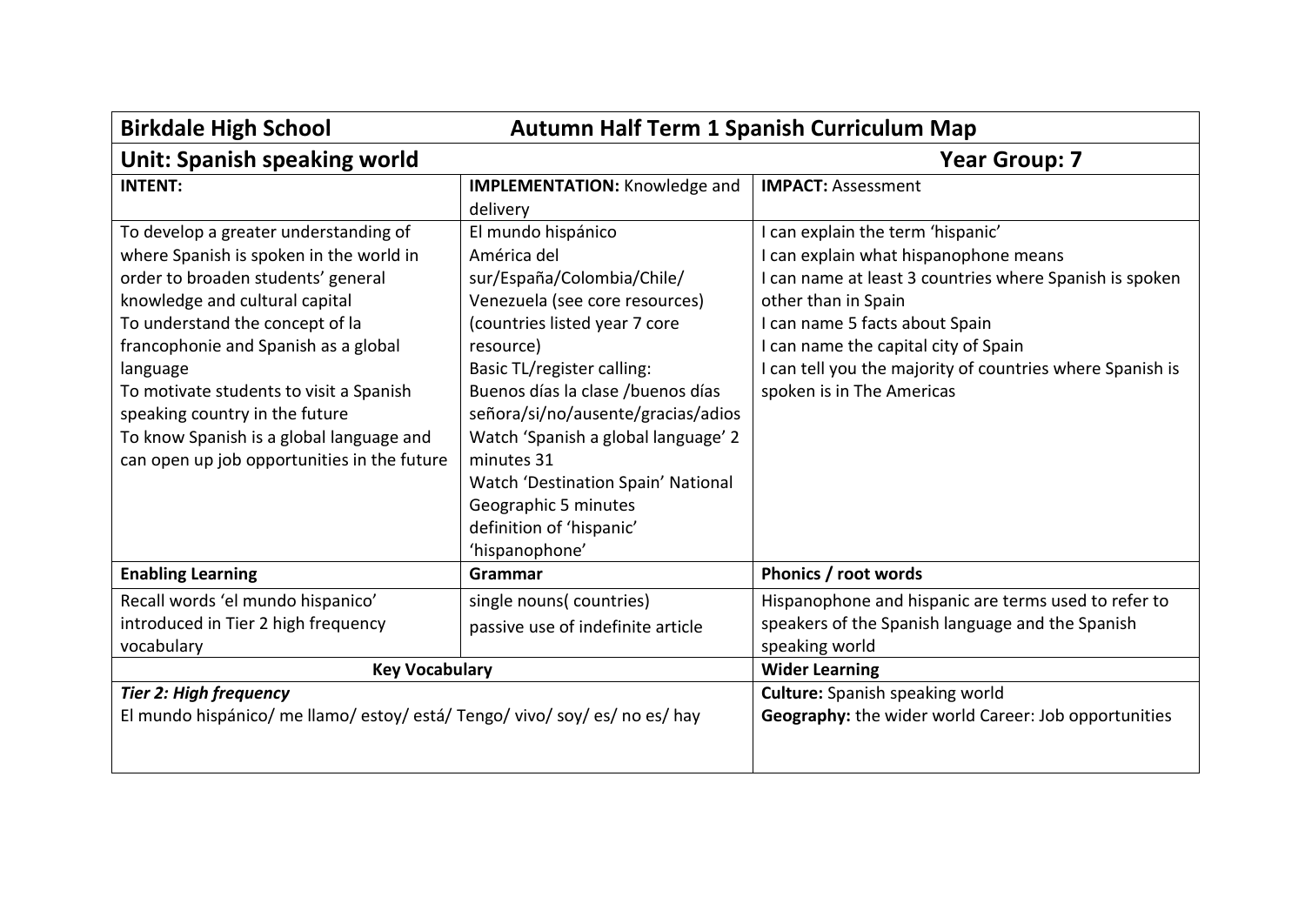| | | |
|---|---|---|
| **Birkdale High School** | **Autumn Half Term 1 Spanish Curriculum Map** | |
| **Unit: Spanish speaking world** | | **Year Group: 7** |
| **INTENT:** | **IMPLEMENTATION:** Knowledge and delivery | **IMPACT:** Assessment |
| To develop a greater understanding of where Spanish is spoken in the world in order to broaden students' general knowledge and cultural capital<br>To understand the concept of la francophonie and Spanish as a global language<br>To motivate students to visit a Spanish speaking country in the future<br>To know Spanish is a global language and can open up job opportunities in the future | El mundo hispánico<br>América del sur/España/Colombia/Chile/ Venezuela (see core resources) (countries listed year 7 core resource)<br>Basic TL/register calling:<br>Buenos días la clase /buenos días señora/si/no/ausente/gracias/adios<br>Watch 'Spanish a global language' 2 minutes 31<br>Watch 'Destination Spain' National Geographic 5 minutes<br>definition of 'hispanic' 'hispanophone' | I can explain the term 'hispanic'<br>I can explain what hispanophone means<br>I can name at least 3 countries where Spanish is spoken other than in Spain<br>I can name 5 facts about Spain<br>I can name the capital city of Spain<br>I can tell you the majority of countries where Spanish is spoken is in The Americas |
| **Enabling Learning** | **Grammar** | **Phonics / root words** |
| Recall words 'el mundo hispanico' introduced in Tier 2 high frequency vocabulary | single nouns( countries)<br>passive use of indefinite article | Hispanophone and hispanic are terms used to refer to speakers of the Spanish language and the Spanish speaking world |
| **Key Vocabulary** | | **Wider Learning** |
| ***Tier 2: High frequency***<br>El mundo hispánico/ me llamo/ estoy/ está/ Tengo/ vivo/ soy/ es/ no es/ hay | | **Culture:** Spanish speaking world<br>**Geography:** the wider world Career: Job opportunities |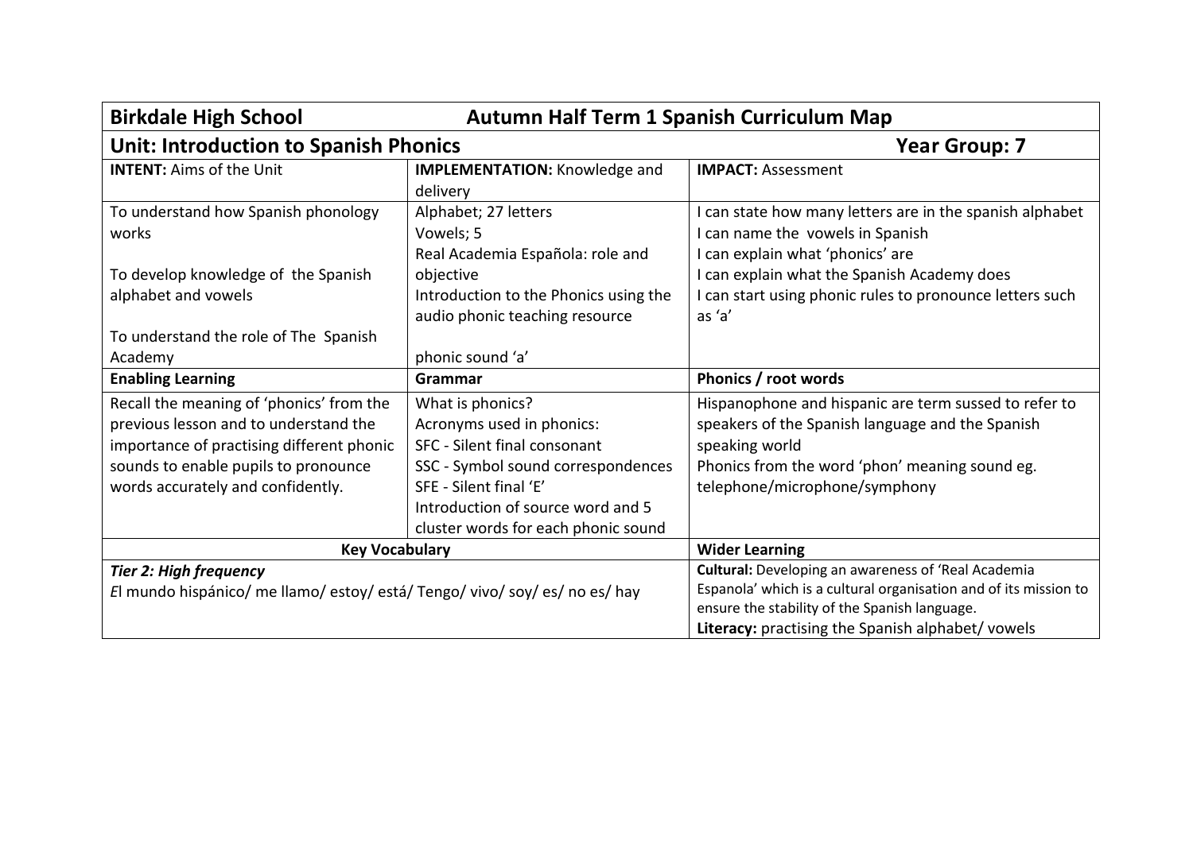| Birkdale High School | Autumn Half Term 1 Spanish Curriculum Map | |
|---|---|---|
| **Unit: Introduction to Spanish Phonics** | | **Year Group: 7** |
| **INTENT:** Aims of the Unit | **IMPLEMENTATION:** Knowledge and delivery | **IMPACT:** Assessment |
| To understand how Spanish phonology works<br><br>To develop knowledge of the Spanish alphabet and vowels<br><br>To understand the role of The Spanish Academy | Alphabet; 27 letters<br>Vowels; 5<br>Real Academia Española: role and objective<br>Introduction to the Phonics using the audio phonic teaching resource<br><br>phonic sound 'a' | I can state how many letters are in the spanish alphabet<br>I can name the vowels in Spanish<br>I can explain what 'phonics' are<br>I can explain what the Spanish Academy does<br>I can start using phonic rules to pronounce letters such as 'a' |
| **Enabling Learning** | **Grammar** | **Phonics / root words** |
| Recall the meaning of 'phonics' from the previous lesson and to understand the importance of practising different phonic sounds to enable pupils to pronounce words accurately and confidently. | What is phonics?<br>Acronyms used in phonics:<br>SFC - Silent final consonant<br>SSC - Symbol sound correspondences<br>SFE - Silent final 'E'<br>Introduction of source word and 5 cluster words for each phonic sound | Hispanophone and hispanic are term sussed to refer to speakers of the Spanish language and the Spanish speaking world<br>Phonics from the word 'phon' meaning sound eg. telephone/microphone/symphony |
| **Key Vocabulary** | | **Wider Learning** |
| ***Tier 2: High frequency***<br>*E*l mundo hispánico/ me llamo/ estoy/ está/ Tengo/ vivo/ soy/ es/ no es/ hay | | **Cultural:** Developing an awareness of 'Real Academia Espanola' which is a cultural organisation and of its mission to ensure the stability of the Spanish language.<br>**Literacy:** practising the Spanish alphabet/ vowels |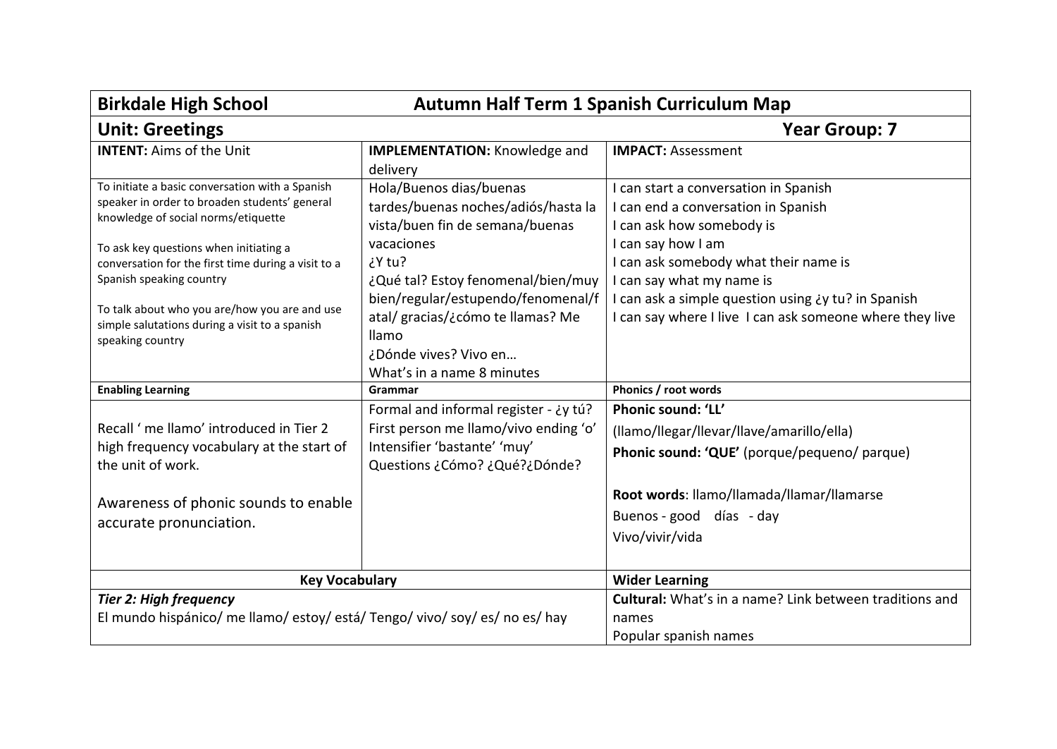| Birkdale High School | Autumn Half Term 1 Spanish Curriculum Map | |
|---|---|---|
| **Unit: Greetings** | | **Year Group: 7** |
| **INTENT:** Aims of the Unit | **IMPLEMENTATION:** Knowledge and delivery | **IMPACT:** Assessment |
| To initiate a basic conversation with a Spanish speaker in order to broaden students' general knowledge of social norms/etiquette<br><br>To ask key questions when initiating a conversation for the first time during a visit to a Spanish speaking country<br><br>To talk about who you are/how you are and use simple salutations during a visit to a spanish speaking country | Hola/Buenos dias/buenas tardes/buenas noches/adiós/hasta la vista/buen fin de semana/buenas vacaciones<br>¿Y tu?<br>¿Qué tal? Estoy fenomenal/bien/muy bien/regular/estupendo/fenomenal/fatal/ gracias/¿cómo te llamas? Me llamo<br>¿Dónde vives? Vivo en…<br>What's in a name 8 minutes | I can start a conversation in Spanish<br>I can end a conversation in Spanish<br>I can ask how somebody is<br>I can say how I am<br>I can ask somebody what their name is<br>I can say what my name is<br>I can ask a simple question using ¿y tu? in Spanish<br>I can say where I live I can ask someone where they live |
| **Enabling Learning** | **Grammar** | **Phonics / root words** |
| Recall ' me llamo' introduced in Tier 2 high frequency vocabulary at the start of the unit of work.<br><br>Awareness of phonic sounds to enable accurate pronunciation. | Formal and informal register - ¿y tú?<br>First person me llamo/vivo ending 'o'<br>Intensifier 'bastante' 'muy'<br>Questions ¿Cómo? ¿Qué?¿Dónde? | **Phonic sound: 'LL'**<br>(llamo/llegar/llevar/llave/amarillo/ella)<br>**Phonic sound: 'QUE'** (porque/pequeno/ parque)<br><br>**Root words**: llamo/llamada/llamar/llamarse<br>Buenos - good días - day<br>Vivo/vivir/vida |
| **Key Vocabulary** | | **Wider Learning** |
| ***Tier 2: High frequency***<br>El mundo hispánico/ me llamo/ estoy/ está/ Tengo/ vivo/ soy/ es/ no es/ hay | | **Cultural:** What's in a name? Link between traditions and names<br>Popular spanish names |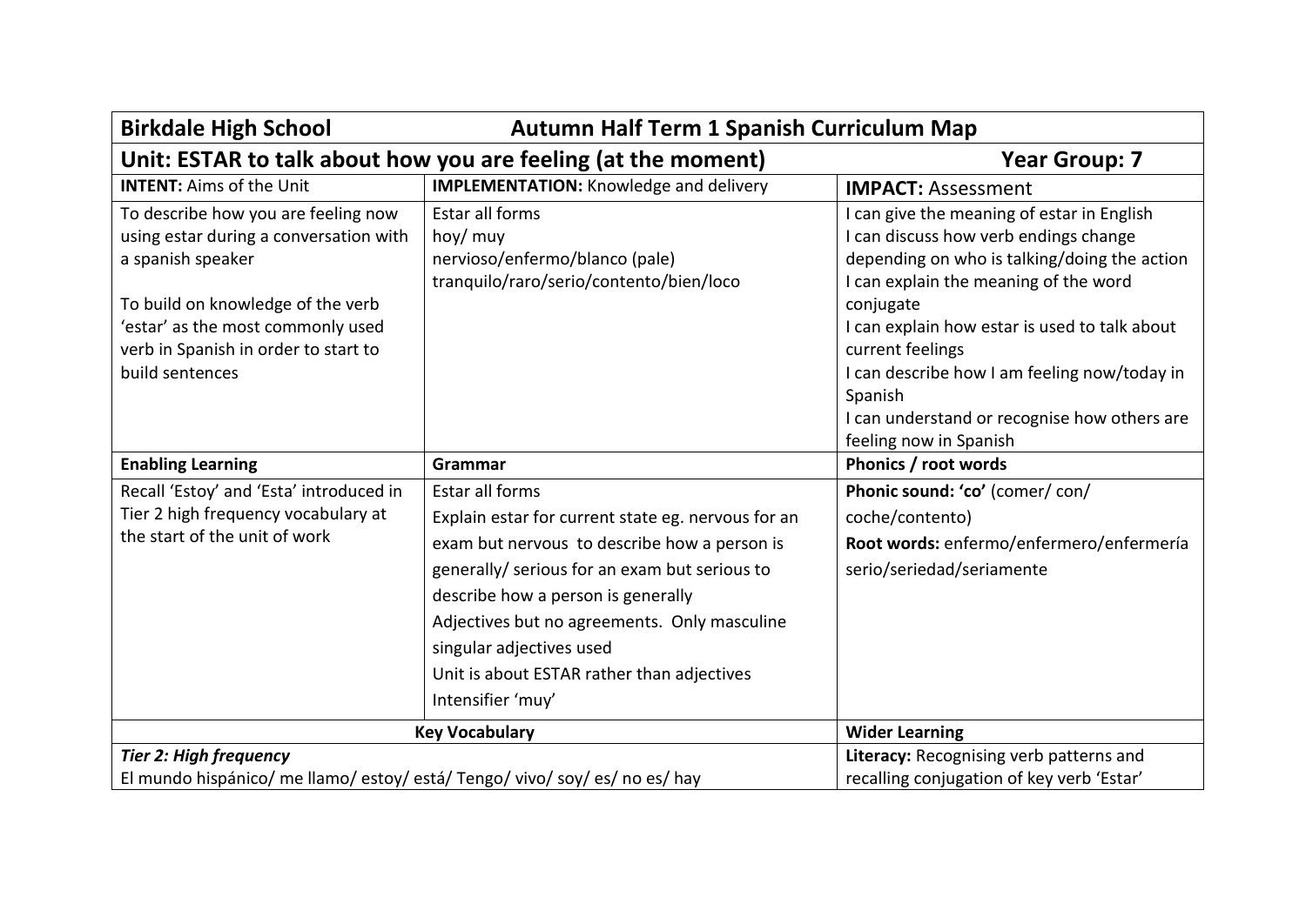| Birkdale High School | Autumn Half Term 1 Spanish Curriculum Map | |
|---|---|---|
| **Unit: ESTAR to talk about how you are feeling (at the moment)** | | **Year Group: 7** |
| **INTENT:** Aims of the Unit | **IMPLEMENTATION:** Knowledge and delivery | **IMPACT:** Assessment |
| To describe how you are feeling now using estar during a conversation with a spanish speaker<br><br>To build on knowledge of the verb 'estar' as the most commonly used verb in Spanish in order to start to build sentences | Estar all forms<br>hoy/ muy<br>nervioso/enfermo/blanco (pale)<br>tranquilo/raro/serio/contento/bien/loco | I can give the meaning of estar in English<br>I can discuss how verb endings change depending on who is talking/doing the action<br>I can explain the meaning of the word conjugate<br>I can explain how estar is used to talk about current feelings<br>I can describe how I am feeling now/today in Spanish<br>I can understand or recognise how others are feeling now in Spanish |
| **Enabling Learning** | **Grammar** | **Phonics / root words** |
| Recall 'Estoy' and 'Esta' introduced in Tier 2 high frequency vocabulary at the start of the unit of work | Estar all forms<br>Explain estar for current state eg. nervous for an exam but nervous to describe how a person is generally/ serious for an exam but serious to describe how a person is generally<br>Adjectives but no agreements. Only masculine singular adjectives used<br>Unit is about ESTAR rather than adjectives<br>Intensifier 'muy' | **Phonic sound: 'co'** (comer/ con/ coche/contento)<br>**Root words:** enfermo/enfermero/enfermería serio/seriedad/seriamente |
| **Key Vocabulary** | | **Wider Learning** |
| ***Tier 2: High frequency***<br>El mundo hispánico/ me llamo/ estoy/ está/ Tengo/ vivo/ soy/ es/ no es/ hay | | **Literacy:** Recognising verb patterns and recalling conjugation of key verb 'Estar' |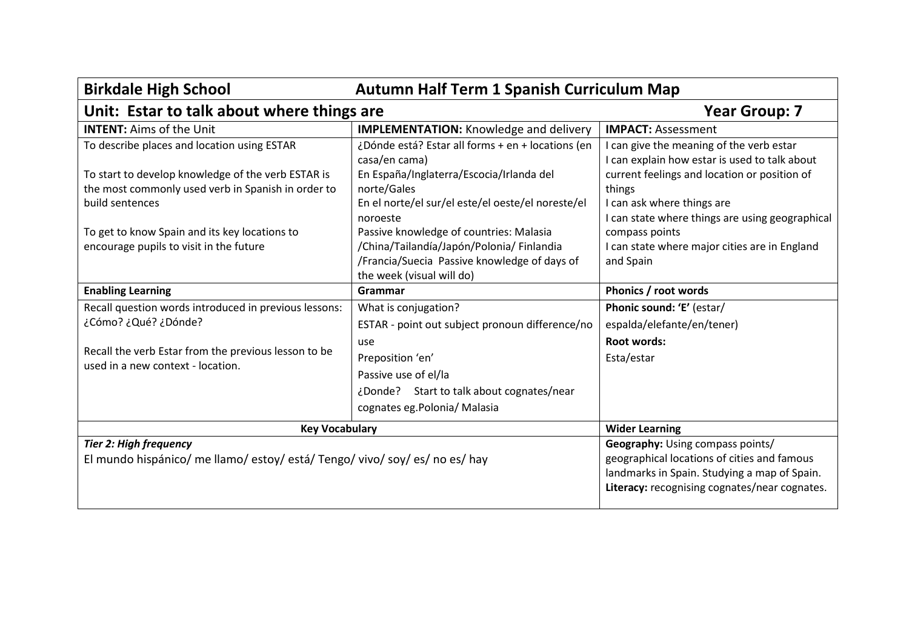| Birkdale High School | Autumn Half Term 1 Spanish Curriculum Map | |
|---|---|---|
| **Unit: Estar to talk about where things are** | | **Year Group: 7** |
| **INTENT:** Aims of the Unit | **IMPLEMENTATION:** Knowledge and delivery | **IMPACT:** Assessment |
| To describe places and location using ESTAR<br><br>To start to develop knowledge of the verb ESTAR is the most commonly used verb in Spanish in order to build sentences<br><br>To get to know Spain and its key locations to encourage pupils to visit in the future | ¿Dónde está? Estar all forms + en + locations (en casa/en cama)<br>En España/Inglaterra/Escocia/Irlanda del norte/Gales<br>En el norte/el sur/el este/el oeste/el noreste/el noroeste<br>Passive knowledge of countries: Malasia /China/Tailandía/Japón/Polonia/ Finlandia /Francia/Suecia Passive knowledge of days of the week (visual will do) | I can give the meaning of the verb estar<br>I can explain how estar is used to talk about current feelings and location or position of things<br>I can ask where things are<br>I can state where things are using geographical compass points<br>I can state where major cities are in England and Spain |
| **Enabling Learning** | **Grammar** | **Phonics / root words** |
| Recall question words introduced in previous lessons: ¿Cómo? ¿Qué? ¿Dónde?<br><br>Recall the verb Estar from the previous lesson to be used in a new context - location. | What is conjugation?<br>ESTAR - point out subject pronoun difference/no use<br>Preposition 'en'<br>Passive use of el/la<br>¿Donde? Start to talk about cognates/near cognates eg.Polonia/ Malasia | **Phonic sound: 'E'** (estar/ espalda/elefante/en/tener)<br>**Root words:**<br>Esta/estar |
| **Key Vocabulary** | | **Wider Learning** |
| ***Tier 2: High frequency***<br>El mundo hispánico/ me llamo/ estoy/ está/ Tengo/ vivo/ soy/ es/ no es/ hay | | **Geography:** Using compass points/ geographical locations of cities and famous landmarks in Spain. Studying a map of Spain.<br>**Literacy:** recognising cognates/near cognates. |